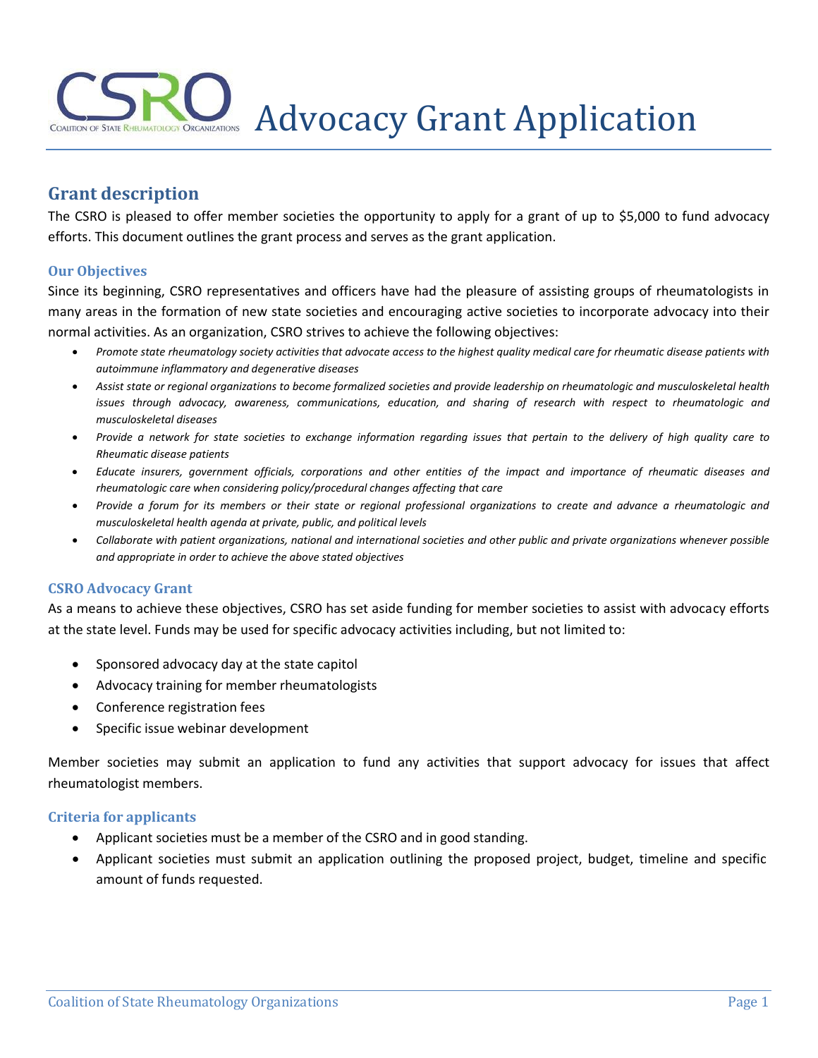# Advocacy Grant Application

## Grant description

The CSRO is pleased to offer member societies the opportunity to apply for a grant of up to $5,000 to fund advocacy efforts. This document outlines the grant process and serves as the grant application.

### Our Objectives

Since its beginning, CSRO representatives and officers have had the pleasure of assisting groups of rheumatologists in many areas in the formation of new state societies and encouraging active societies to incorporate advocacy into their normal activities. As an organization, CSRO strives to achieve the following objectives:

- *Promote state rheumatology society activities that advocate access to the highest quality medical care for rheumatic disease patients with autoimmune inflammatory and degenerative diseases*
- *Assist state or regional organizations to become formalized societies and provide leadership on rheumatologic and musculoskeletal health issues through advocacy, awareness, communications, education, and sharing of research with respect to rheumatologic and musculoskeletal diseases*
- *Provide a network for state societies to exchange information regarding issues that pertain to the delivery of high quality care to Rheumatic disease patients*
- *Educate insurers, government officials, corporations and other entities of the impact and importance of rheumatic diseases and rheumatologic care when considering policy/procedural changes affecting that care*
- *Provide a forum for its members or their state or regional professional organizations to create and advance a rheumatologic and musculoskeletal health agenda at private, public, and political levels*
- *Collaborate with patient organizations, national and international societies and other public and private organizations whenever possible and appropriate in order to achieve the above stated objectives*

### CSRO Advocacy Grant

As a means to achieve these objectives, CSRO has set aside funding for member societies to assist with advocacy efforts at the state level. Funds may be used for specific advocacy activities including, but not limited to:

- Sponsored advocacy day at the state capitol
- Advocacy training for member rheumatologists
- Conference registration fees
- Specific issue webinar development

Member societies may submit an application to fund any activities that support advocacy for issues that affect rheumatologist members.

### Criteria for applicants

- Applicant societies must be a member of the CSRO and in good standing.
- Applicant societies must submit an application outlining the proposed project, budget, timeline and specific amount of funds requested.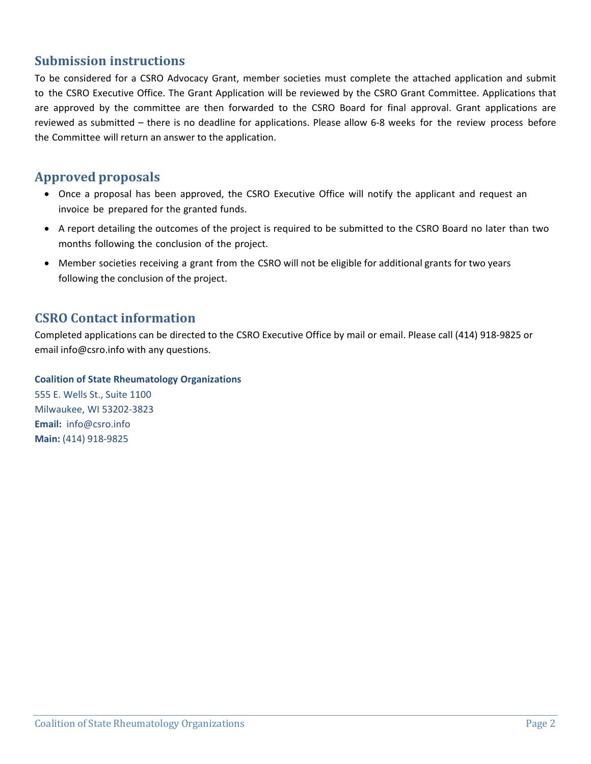## Submission instructions

To be considered for a CSRO Advocacy Grant, member societies must complete the attached application and submit to the CSRO Executive Office. The Grant Application will be reviewed by the CSRO Grant Committee. Applications that are approved by the committee are then forwarded to the CSRO Board for final approval. Grant applications are reviewed as submitted – there is no deadline for applications. Please allow 6-8 weeks for the review process before the Committee will return an answer to the application.

## Approved proposals

- Once a proposal has been approved, the CSRO Executive Office will notify the applicant and request an invoice be prepared for the granted funds.
- A report detailing the outcomes of the project is required to be submitted to the CSRO Board no later than two months following the conclusion of the project.
- Member societies receiving a grant from the CSRO will not be eligible for additional grants for two years following the conclusion of the project.

## CSRO Contact information

Completed applications can be directed to the CSRO Executive Office by mail or email. Please call (414) 918-9825 or email info@csro.info with any questions.

**Coalition of State Rheumatology Organizations**
555 E. Wells St., Suite 1100
Milwaukee, WI 53202-3823
**Email:** info@csro.info
**Main:** (414) 918-9825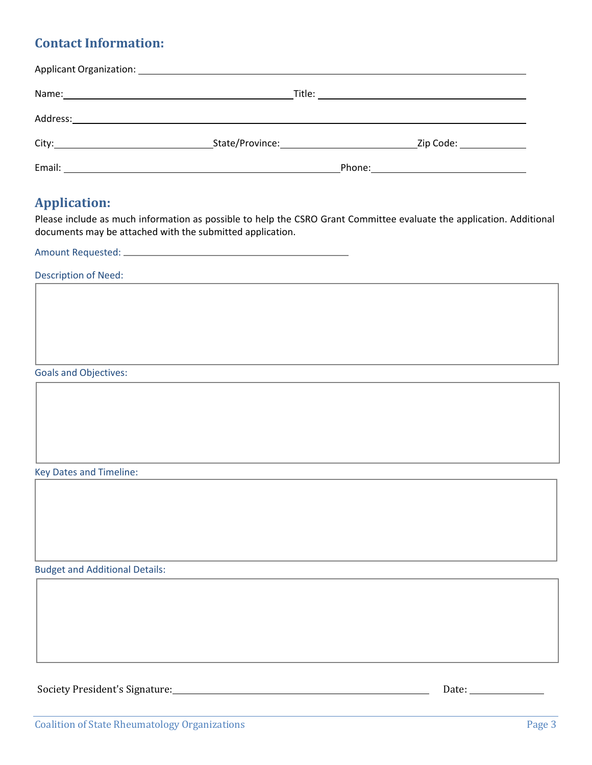## Contact Information:

Applicant Organization: ______________________________

Name: ______________________ Title: ______________________

Address: ______________________________

City: ______________ State/Province: ______________ Zip Code: __________

Email: ______________________ Phone: ______________________

## Application:

Please include as much information as possible to help the CSRO Grant Committee evaluate the application. Additional documents may be attached with the submitted application.

Amount Requested: ______________________

Description of Need:

Goals and Objectives:

Key Dates and Timeline:

Budget and Additional Details:

Society President's Signature: ______________________ Date: __________

Coalition of State Rheumatology Organizations